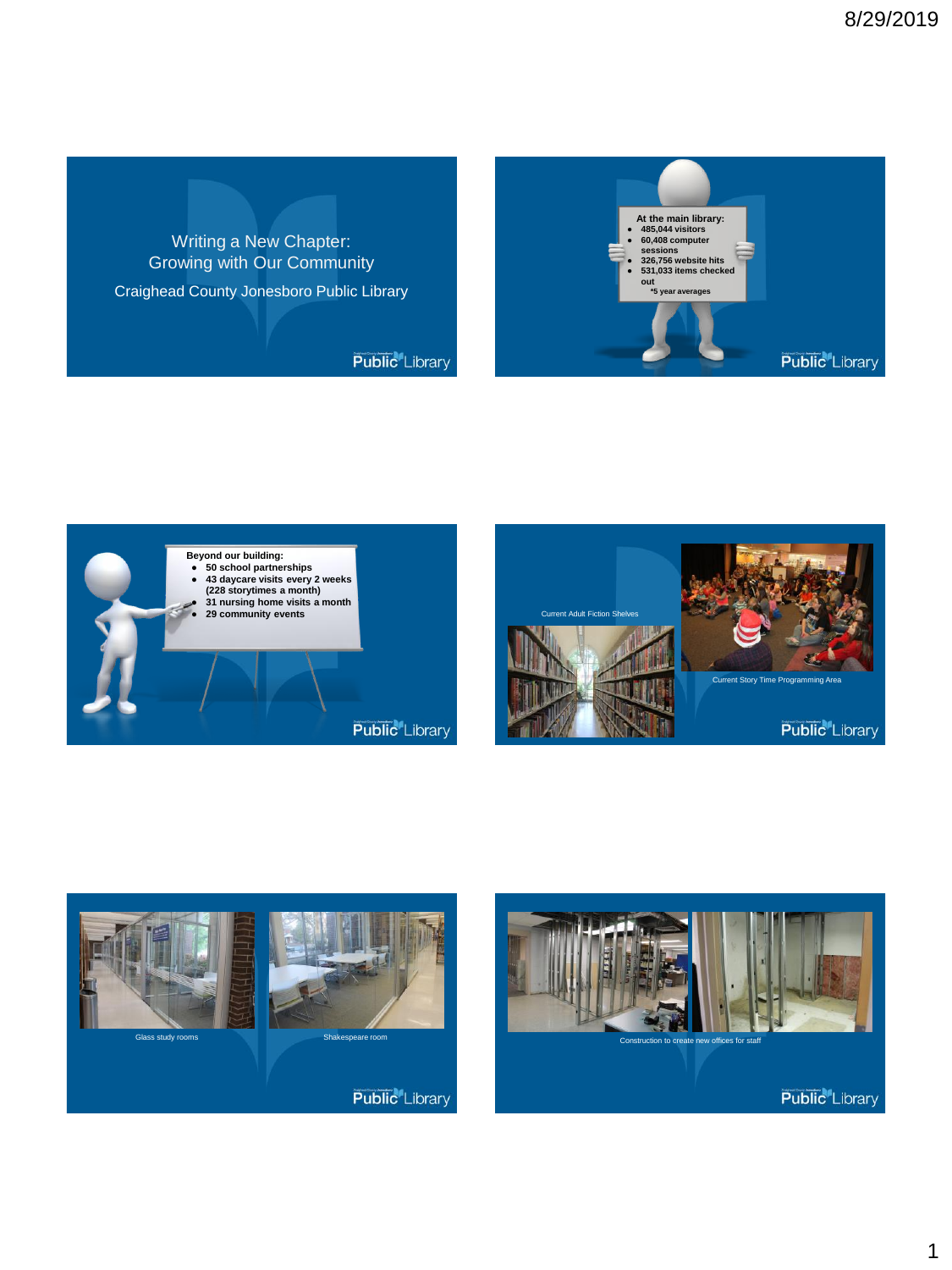# Writing a New Chapter: Growing with Our Community

Craighead County Jonesboro Public Library

---

**At the main library:**

- **485,044 visitors**
- **60,408 computer sessions**
- **326,756 website hits**
- **531,033 items checked out**

***5 year averages**

---

**Beyond our building:**

- **50 school partnerships**
- **43 daycare visits every 2 weeks (228 storytimes a month)**
- **31 nursing home visits a month**
- **29 community events**

---

Current Adult Fiction Shelves

Current Story Time Programming Area

---

Glass study rooms

Shakespeare room

---

Construction to create new offices for staff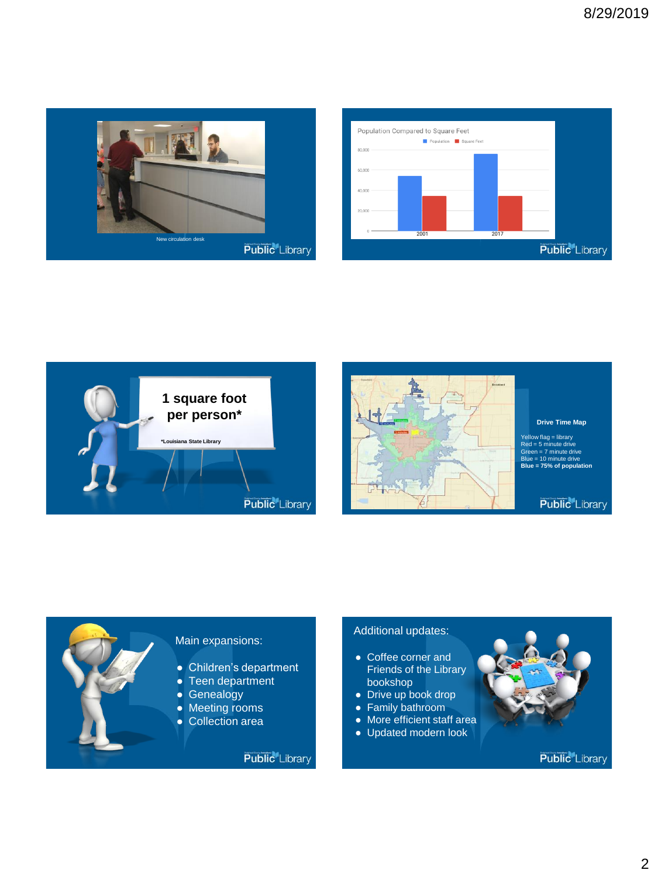New circulation desk

Public Library

**Population Compared to Square Feet**

Population / Square Feet

| | Population | Square Feet |
|---|---|---|
| 2001 | | |
| 2017 | | |

Public Library

**1 square foot per person***

*Louisiana State Library

Public Library

**Drive Time Map**

Yellow flag = library
Red = 5 minute drive
Green = 7 minute drive
Blue = 10 minute drive
**Blue = 75% of population**

Public Library

Main expansions:

- Children's department
- Teen department
- Genealogy
- Meeting rooms
- Collection area

Public Library

Additional updates:

- Coffee corner and Friends of the Library bookshop
- Drive up book drop
- Family bathroom
- More efficient staff area
- Updated modern look

Public Library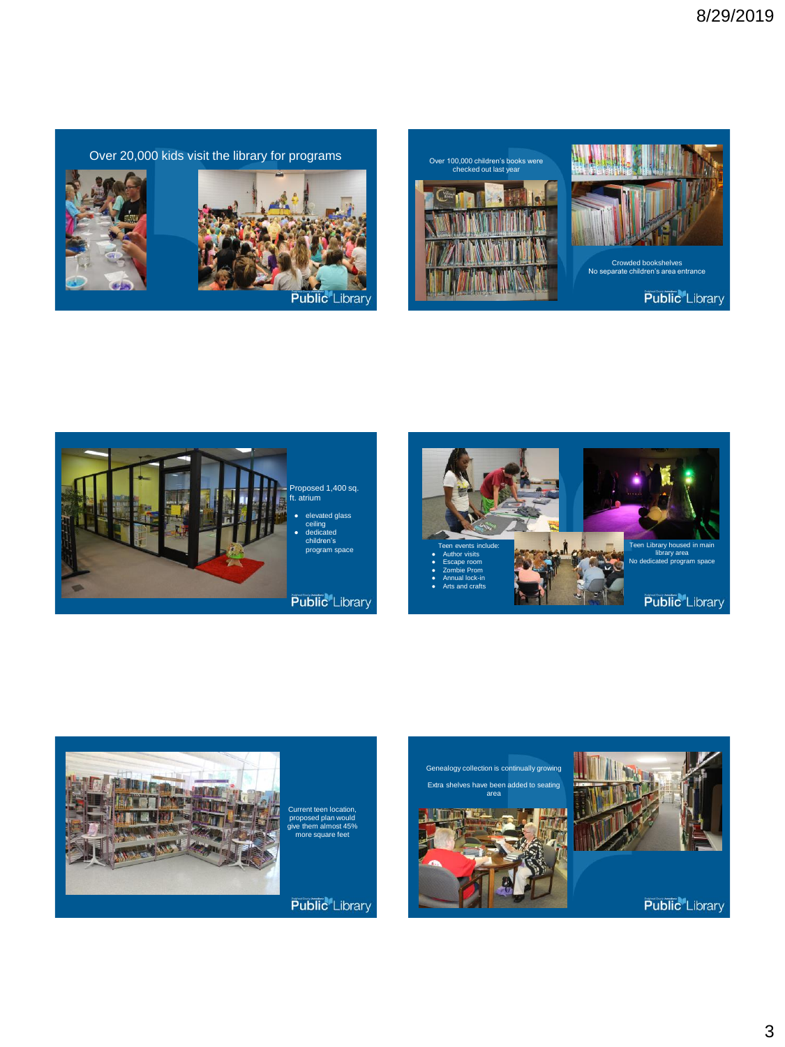Over 20,000 kids visit the library for programs

Public Library

Over 100,000 children's books were checked out last year

Crowded bookshelves
No separate children's area entrance

Public Library

Proposed 1,400 sq. ft. atrium

- elevated glass ceiling
- dedicated children's program space

Public Library

Teen events include:

- Author visits
- Escape room
- Zombie Prom
- Annual lock-in
- Arts and crafts

Teen Library housed in main library area
No dedicated program space

Public Library

Current teen location, proposed plan would give them almost 45% more square feet

Public Library

Genealogy collection is continually growing

Extra shelves have been added to seating area

Public Library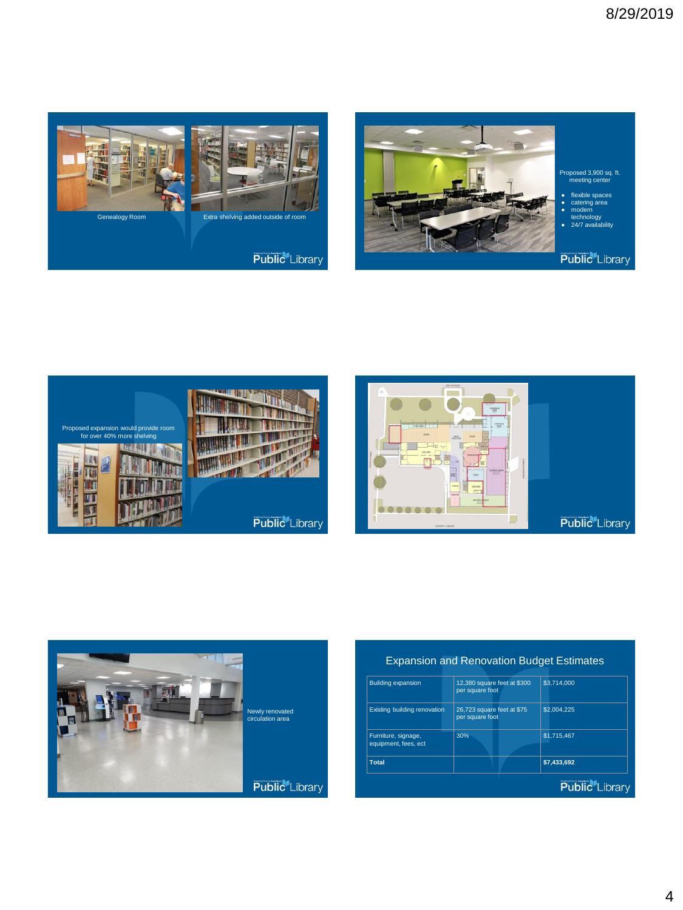Genealogy Room

Extra shelving added outside of room

Proposed 3,900 sq. ft. meeting center

- flexible spaces
- catering area
- modern technology
- 24/7 availability

Proposed expansion would provide room for over 40% more shelving

Newly renovated circulation area

## Expansion and Renovation Budget Estimates

| | | |
|---|---|---|
| Building expansion | 12,380 square feet at $300 per square foot | $3,714,000 |
| Existing building renovation | 26,723 square feet at $75 per square foot | $2,004,225 |
| Furniture, signage, equipment, fees, ect | 30% | $1,715,467 |
| **Total** | | **$7,433,692** |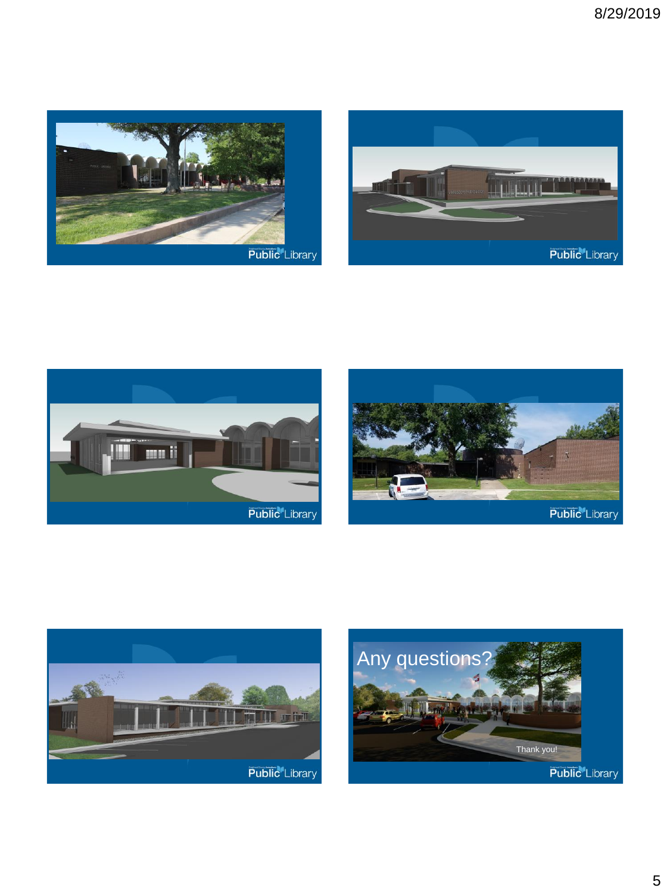Public Library

Public Library

Public Library

Public Library

Public Library

Any questions?

Thank you!

Public Library